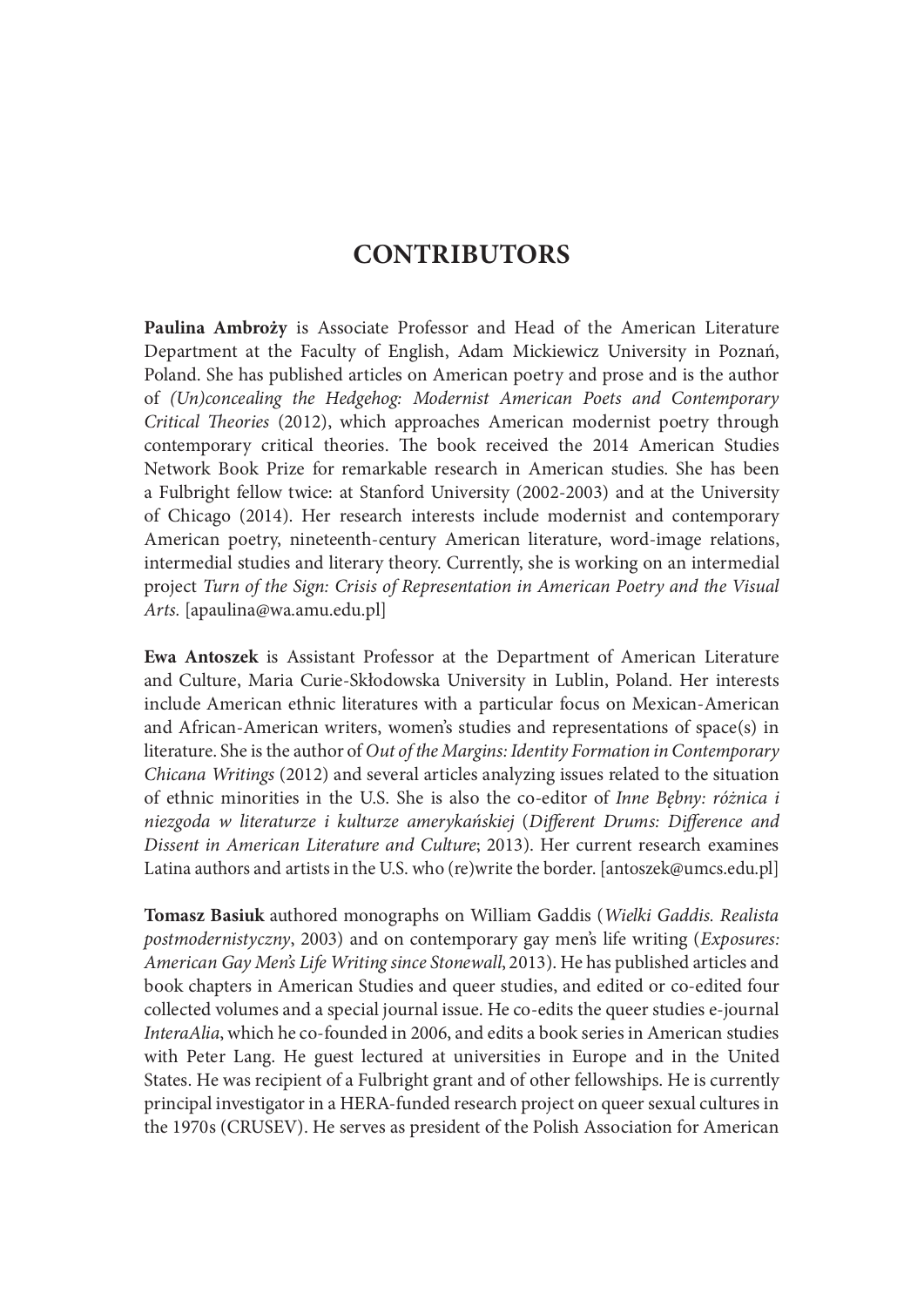# CONTRIBUTORS

**Paulina Ambroży** is Associate Professor and Head of the American Literature Department at the Faculty of English, Adam Mickiewicz University in Poznań, Poland. She has published articles on American poetry and prose and is the author of *(Un)concealing the Hedgehog: Modernist American Poets and Contemporary Critical Theories* (2012), which approaches American modernist poetry through contemporary critical theories. The book received the 2014 American Studies Network Book Prize for remarkable research in American studies. She has been a Fulbright fellow twice: at Stanford University (2002-2003) and at the University of Chicago (2014). Her research interests include modernist and contemporary American poetry, nineteenth-century American literature, word-image relations, intermedial studies and literary theory. Currently, she is working on an intermedial project *Turn of the Sign: Crisis of Representation in American Poetry and the Visual Arts.* [apaulina@wa.amu.edu.pl]

**Ewa Antoszek** is Assistant Professor at the Department of American Literature and Culture, Maria Curie-Skłodowska University in Lublin, Poland. Her interests include American ethnic literatures with a particular focus on Mexican-American and African-American writers, women's studies and representations of space(s) in literature. She is the author of *Out of the Margins: Identity Formation in Contemporary Chicana Writings* (2012) and several articles analyzing issues related to the situation of ethnic minorities in the U.S. She is also the co-editor of *Inne Bębny: różnica i niezgoda w literaturze i kulturze amerykańskiej* (*Different Drums: Difference and Dissent in American Literature and Culture*; 2013). Her current research examines Latina authors and artists in the U.S. who (re)write the border. [antoszek@umcs.edu.pl]

**Tomasz Basiuk** authored monographs on William Gaddis (*Wielki Gaddis. Realista postmodernistyczny*, 2003) and on contemporary gay men's life writing (*Exposures: American Gay Men's Life Writing since Stonewall*, 2013). He has published articles and book chapters in American Studies and queer studies, and edited or co-edited four collected volumes and a special journal issue. He co-edits the queer studies e-journal *InterAlia*, which he co-founded in 2006, and edits a book series in American studies with Peter Lang. He guest lectured at universities in Europe and in the United States. He was recipient of a Fulbright grant and of other fellowships. He is currently principal investigator in a HERA-funded research project on queer sexual cultures in the 1970s (CRUSEV). He serves as president of the Polish Association for American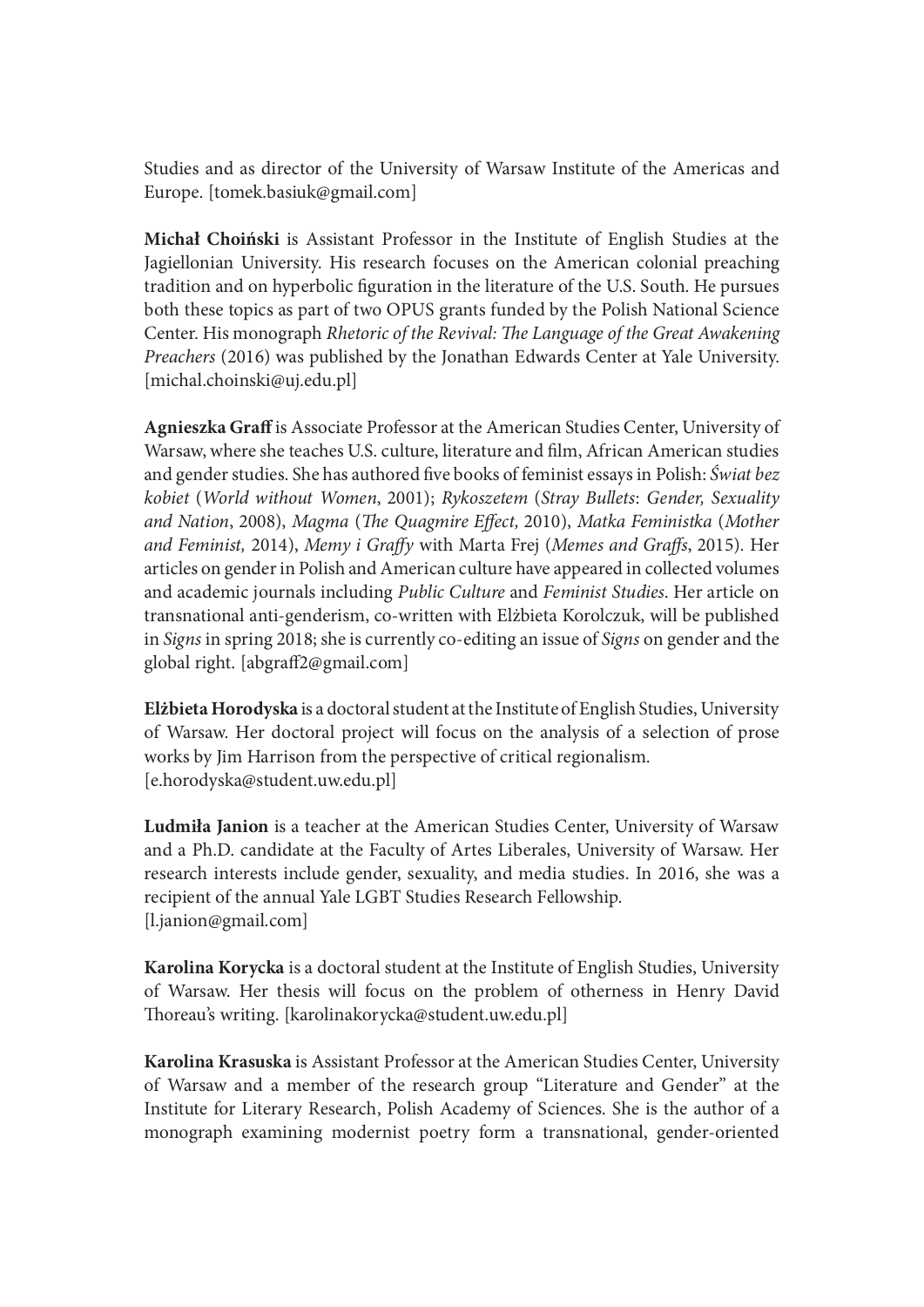Studies and as director of the University of Warsaw Institute of the Americas and Europe. [tomek.basiuk@gmail.com]

**Michał Choiński** is Assistant Professor in the Institute of English Studies at the Jagiellonian University. His research focuses on the American colonial preaching tradition and on hyperbolic figuration in the literature of the U.S. South. He pursues both these topics as part of two OPUS grants funded by the Polish National Science Center. His monograph *Rhetoric of the Revival: The Language of the Great Awakening Preachers* (2016) was published by the Jonathan Edwards Center at Yale University. [michal.choinski@uj.edu.pl]

**Agnieszka Graff** is Associate Professor at the American Studies Center, University of Warsaw, where she teaches U.S. culture, literature and film, African American studies and gender studies. She has authored five books of feminist essays in Polish: *Świat bez kobiet* (*World without Women*, 2001); *Rykoszetem* (*Stray Bullets*: *Gender, Sexuality and Nation*, 2008), *Magma* (*The Quagmire Effect,* 2010), *Matka Feministka* (*Mother and Feminist,* 2014), *Memy i Graffy* with Marta Frej (*Memes and Graffs*, 2015). Her articles on gender in Polish and American culture have appeared in collected volumes and academic journals including *Public Culture* and *Feminist Studies*. Her article on transnational anti-genderism, co-written with Elżbieta Korolczuk, will be published in *Signs* in spring 2018; she is currently co-editing an issue of *Signs* on gender and the global right. [abgraff2@gmail.com]

**Elżbieta Horodyska** is a doctoral student at the Institute of English Studies, University of Warsaw. Her doctoral project will focus on the analysis of a selection of prose works by Jim Harrison from the perspective of critical regionalism. [e.horodyska@student.uw.edu.pl]

**Ludmiła Janion** is a teacher at the American Studies Center, University of Warsaw and a Ph.D. candidate at the Faculty of Artes Liberales, University of Warsaw. Her research interests include gender, sexuality, and media studies. In 2016, she was a recipient of the annual Yale LGBT Studies Research Fellowship. [l.janion@gmail.com]

**Karolina Korycka** is a doctoral student at the Institute of English Studies, University of Warsaw. Her thesis will focus on the problem of otherness in Henry David Thoreau's writing. [karolinakorycka@student.uw.edu.pl]

**Karolina Krasuska** is Assistant Professor at the American Studies Center, University of Warsaw and a member of the research group "Literature and Gender" at the Institute for Literary Research, Polish Academy of Sciences. She is the author of a monograph examining modernist poetry form a transnational, gender-oriented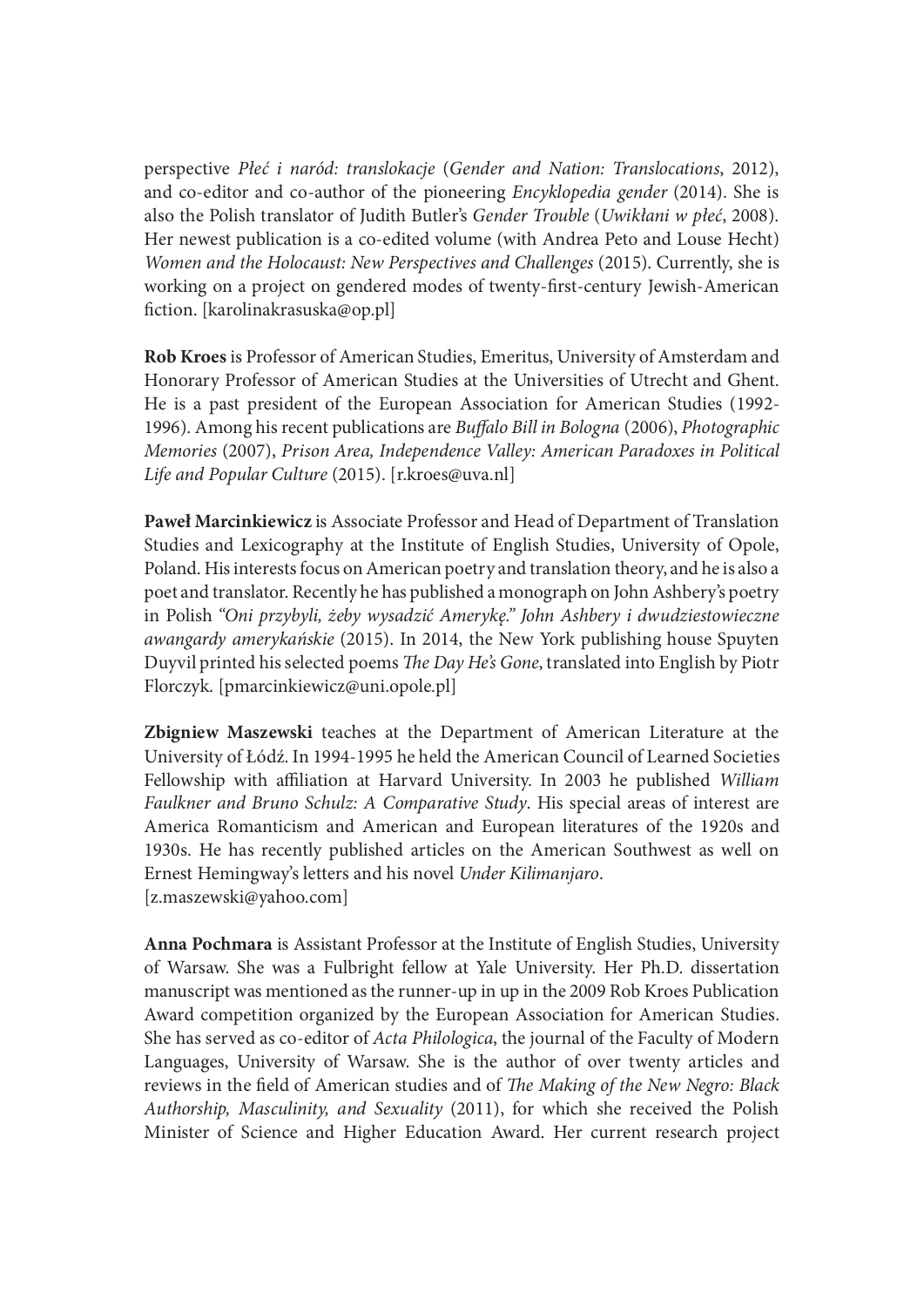perspective *Płeć i naród: translokacje* (*Gender and Nation: Translocations*, 2012), and co-editor and co-author of the pioneering *Encyklopedia gender* (2014). She is also the Polish translator of Judith Butler's *Gender Trouble* (*Uwikłani w płeć*, 2008). Her newest publication is a co-edited volume (with Andrea Peto and Louse Hecht) *Women and the Holocaust: New Perspectives and Challenges* (2015). Currently, she is working on a project on gendered modes of twenty-first-century Jewish-American fiction. [karolinakrasuska@op.pl]

**Rob Kroes** is Professor of American Studies, Emeritus, University of Amsterdam and Honorary Professor of American Studies at the Universities of Utrecht and Ghent. He is a past president of the European Association for American Studies (1992-1996). Among his recent publications are *Buffalo Bill in Bologna* (2006), *Photographic Memories* (2007), *Prison Area, Independence Valley: American Paradoxes in Political Life and Popular Culture* (2015). [r.kroes@uva.nl]

**Paweł Marcinkiewicz** is Associate Professor and Head of Department of Translation Studies and Lexicography at the Institute of English Studies, University of Opole, Poland. His interests focus on American poetry and translation theory, and he is also a poet and translator. Recently he has published a monograph on John Ashbery's poetry in Polish *"Oni przybyli, żeby wysadzić Amerykę." John Ashbery i dwudziestowieczne awangardy amerykańskie* (2015). In 2014, the New York publishing house Spuyten Duyvil printed his selected poems *The Day He's Gone*, translated into English by Piotr Florczyk. [pmarcinkiewicz@uni.opole.pl]

**Zbigniew Maszewski** teaches at the Department of American Literature at the University of Łódź. In 1994-1995 he held the American Council of Learned Societies Fellowship with affiliation at Harvard University. In 2003 he published *William Faulkner and Bruno Schulz: A Comparative Study*. His special areas of interest are America Romanticism and American and European literatures of the 1920s and 1930s. He has recently published articles on the American Southwest as well on Ernest Hemingway's letters and his novel *Under Kilimanjaro*. [z.maszewski@yahoo.com]

**Anna Pochmara** is Assistant Professor at the Institute of English Studies, University of Warsaw. She was a Fulbright fellow at Yale University. Her Ph.D. dissertation manuscript was mentioned as the runner-up in up in the 2009 Rob Kroes Publication Award competition organized by the European Association for American Studies. She has served as co-editor of *Acta Philologica*, the journal of the Faculty of Modern Languages, University of Warsaw. She is the author of over twenty articles and reviews in the field of American studies and of *The Making of the New Negro: Black Authorship, Masculinity, and Sexuality* (2011), for which she received the Polish Minister of Science and Higher Education Award. Her current research project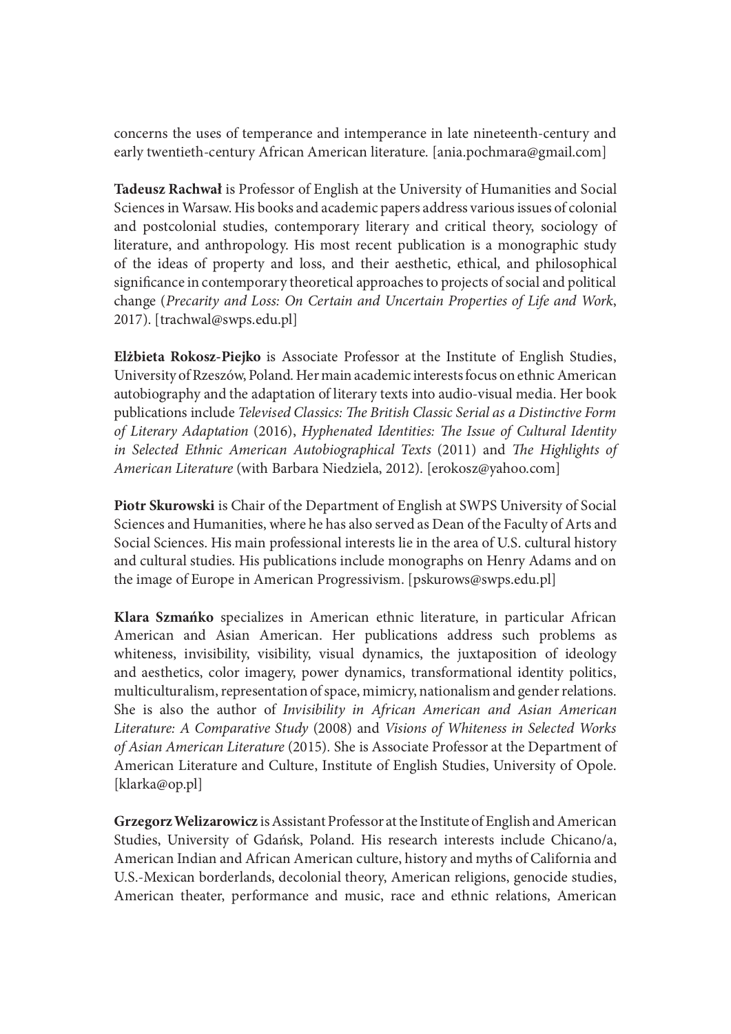concerns the uses of temperance and intemperance in late nineteenth-century and early twentieth-century African American literature. [ania.pochmara@gmail.com]

**Tadeusz Rachwał** is Professor of English at the University of Humanities and Social Sciences in Warsaw. His books and academic papers address various issues of colonial and postcolonial studies, contemporary literary and critical theory, sociology of literature, and anthropology. His most recent publication is a monographic study of the ideas of property and loss, and their aesthetic, ethical, and philosophical significance in contemporary theoretical approaches to projects of social and political change (*Precarity and Loss: On Certain and Uncertain Properties of Life and Work*, 2017). [trachwal@swps.edu.pl]

**Elżbieta Rokosz-Piejko** is Associate Professor at the Institute of English Studies, University of Rzeszów, Poland. Her main academic interests focus on ethnic American autobiography and the adaptation of literary texts into audio-visual media. Her book publications include *Televised Classics: The British Classic Serial as a Distinctive Form of Literary Adaptation* (2016), *Hyphenated Identities: The Issue of Cultural Identity in Selected Ethnic American Autobiographical Texts* (2011) and *The Highlights of American Literature* (with Barbara Niedziela, 2012). [erokosz@yahoo.com]

**Piotr Skurowski** is Chair of the Department of English at SWPS University of Social Sciences and Humanities, where he has also served as Dean of the Faculty of Arts and Social Sciences. His main professional interests lie in the area of U.S. cultural history and cultural studies. His publications include monographs on Henry Adams and on the image of Europe in American Progressivism. [pskurows@swps.edu.pl]

**Klara Szmańko** specializes in American ethnic literature, in particular African American and Asian American. Her publications address such problems as whiteness, invisibility, visibility, visual dynamics, the juxtaposition of ideology and aesthetics, color imagery, power dynamics, transformational identity politics, multiculturalism, representation of space, mimicry, nationalism and gender relations. She is also the author of *Invisibility in African American and Asian American Literature: A Comparative Study* (2008) and *Visions of Whiteness in Selected Works of Asian American Literature* (2015). She is Associate Professor at the Department of American Literature and Culture, Institute of English Studies, University of Opole. [klarka@op.pl]

**Grzegorz Welizarowicz** is Assistant Professor at the Institute of English and American Studies, University of Gdańsk, Poland. His research interests include Chicano/a, American Indian and African American culture, history and myths of California and U.S.-Mexican borderlands, decolonial theory, American religions, genocide studies, American theater, performance and music, race and ethnic relations, American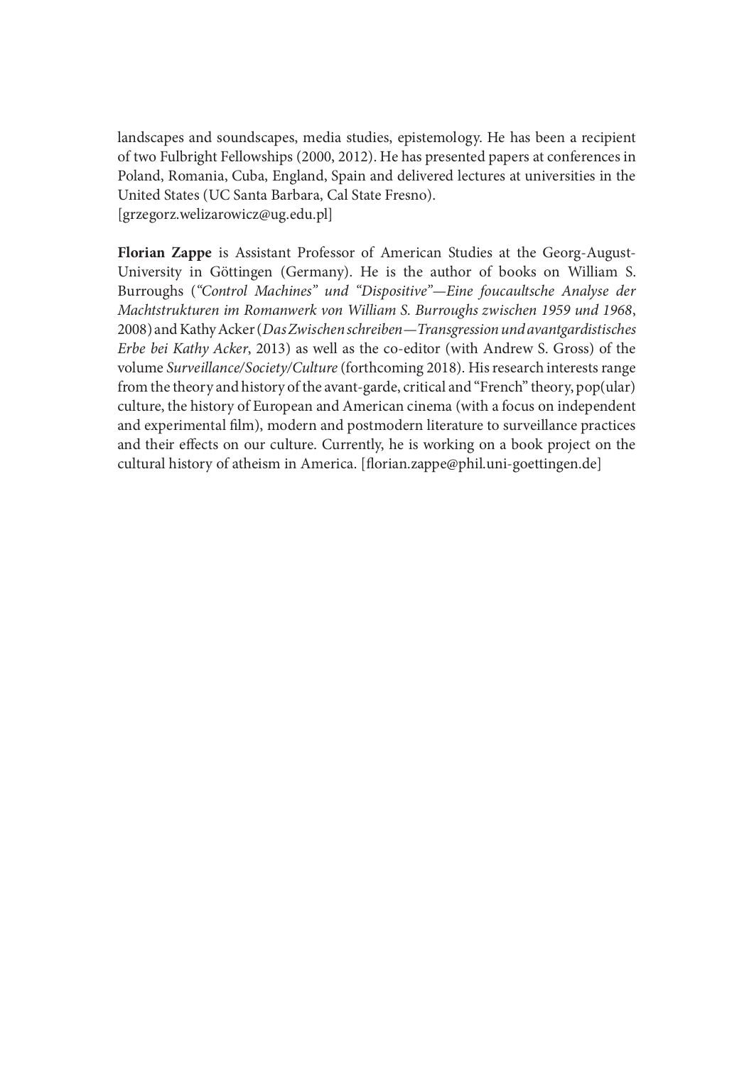landscapes and soundscapes, media studies, epistemology. He has been a recipient of two Fulbright Fellowships (2000, 2012). He has presented papers at conferences in Poland, Romania, Cuba, England, Spain and delivered lectures at universities in the United States (UC Santa Barbara, Cal State Fresno).
[grzegorz.welizarowicz@ug.edu.pl]

**Florian Zappe** is Assistant Professor of American Studies at the Georg-August-University in Göttingen (Germany). He is the author of books on William S. Burroughs (*"Control Machines" und "Dispositive"—Eine foucaultsche Analyse der Machtstrukturen im Romanwerk von William S. Burroughs zwischen 1959 und 1968*, 2008) and Kathy Acker (*Das Zwischen schreiben—Transgression und avantgardistisches Erbe bei Kathy Acker*, 2013) as well as the co-editor (with Andrew S. Gross) of the volume *Surveillance/Society/Culture* (forthcoming 2018). His research interests range from the theory and history of the avant-garde, critical and "French" theory, pop(ular) culture, the history of European and American cinema (with a focus on independent and experimental film), modern and postmodern literature to surveillance practices and their effects on our culture. Currently, he is working on a book project on the cultural history of atheism in America. [florian.zappe@phil.uni-goettingen.de]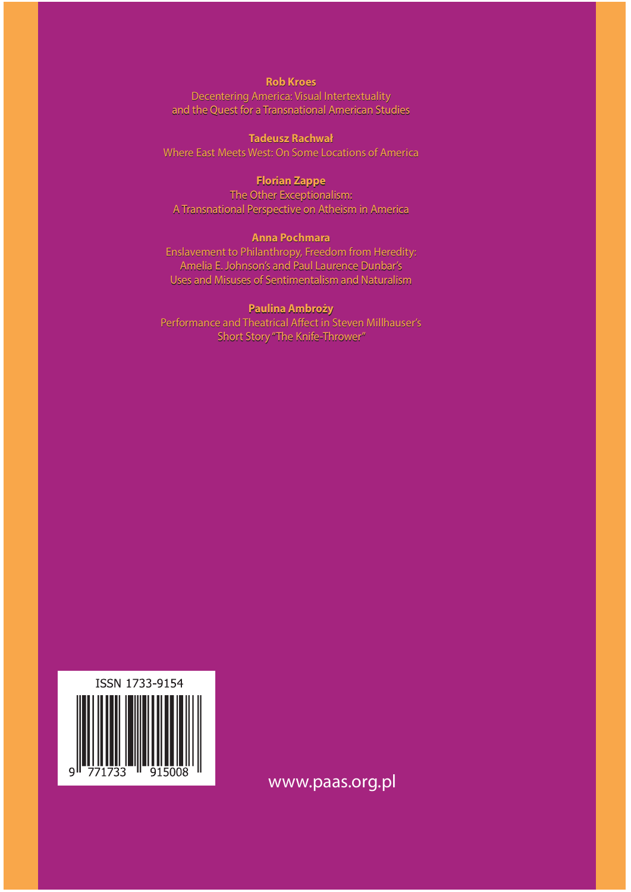**Rob Kroes**
Decentering America: Visual Intertextuality
and the Quest for a Transnational American Studies

**Tadeusz Rachwał**
Where East Meets West: On Some Locations of America

**Florian Zappe**
The Other Exceptionalism:
A Transnational Perspective on Atheism in America

**Anna Pochmara**
Enslavement to Philanthropy, Freedom from Heredity:
Amelia E. Johnson's and Paul Laurence Dunbar's
Uses and Misuses of Sentimentalism and Naturalism

**Paulina Ambroży**
Performance and Theatrical Affect in Steven Millhauser's
Short Story "The Knife-Thrower"

ISSN 1733-9154

9 771733 915008

www.paas.org.pl